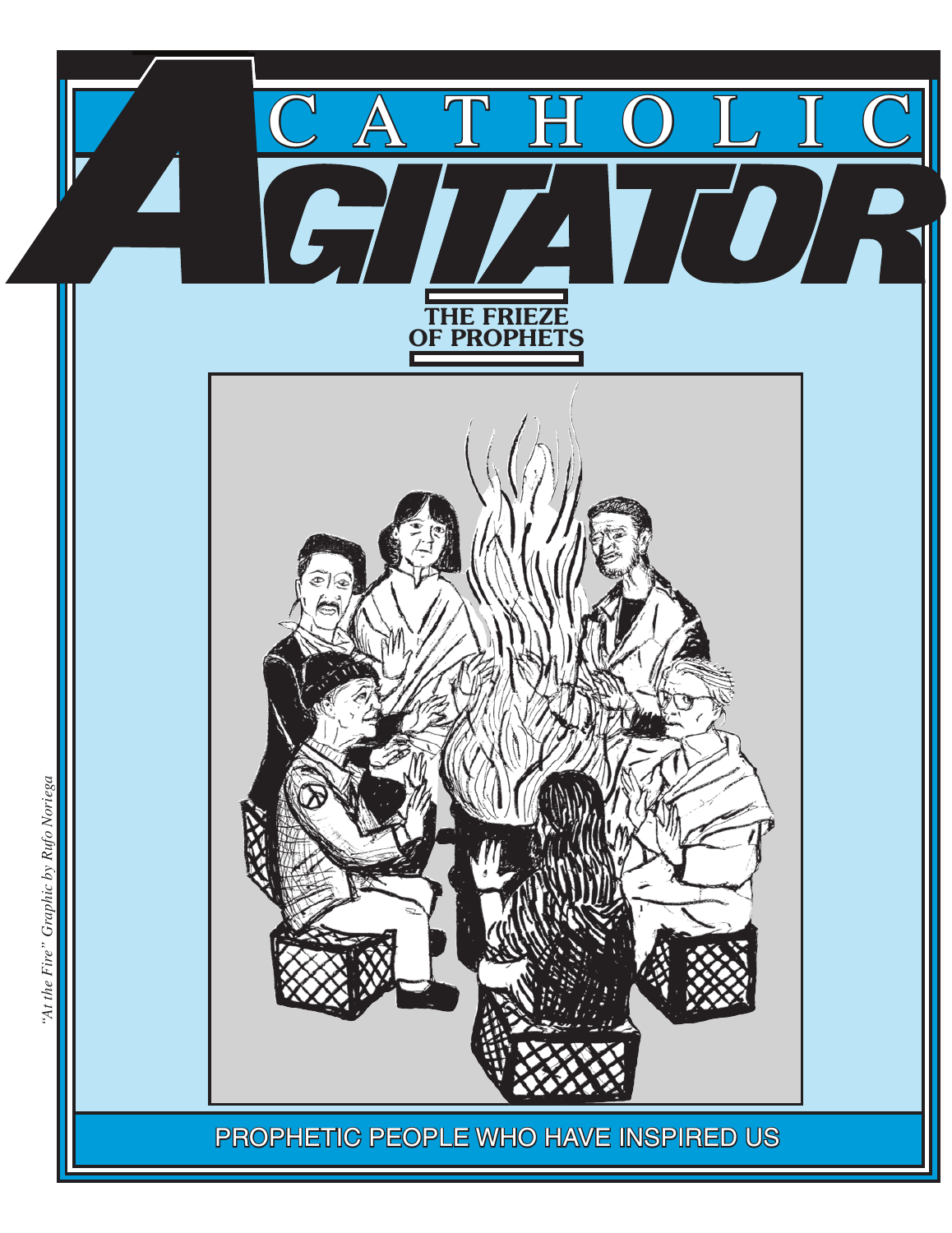# CATHOLIC AGITATOR

## THE FRIEZE OF PROPHETS

*"At the Fire" Graphic by Rufo Noriega*

PROPHETIC PEOPLE WHO HAVE INSPIRED US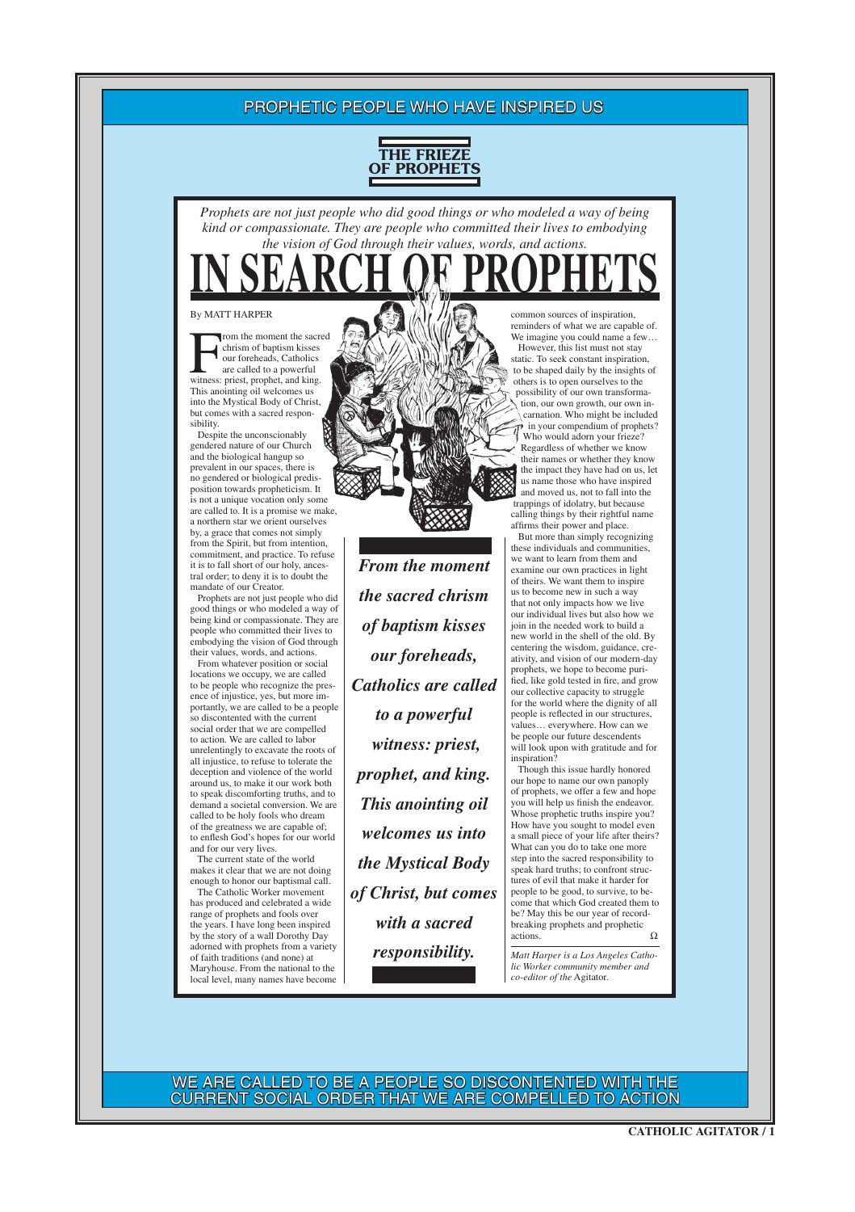PROPHETIC PEOPLE WHO HAVE INSPIRED US

THE FRIEZE OF PROPHETS

*Prophets are not just people who did good things or who modeled a way of being kind or compassionate. They are people who committed their lives to embodying the vision of God through their values, words, and actions.*

# IN SEARCH OF PROPHETS

By MATT HARPER

From the moment the sacred chrism of baptism kisses our foreheads, Catholics are called to a powerful witness: priest, prophet, and king. This anointing oil welcomes us into the Mystical Body of Christ, but comes with a sacred responsibility.

Despite the unconscionably gendered nature of our Church and the biological hangup so prevalent in our spaces, there is no gendered or biological predisposition towards propheticism. It is not a unique vocation only some are called to. It is a promise we make, a northern star we orient ourselves by, a grace that comes not simply from the Spirit, but from intention, commitment, and practice. To refuse it is to fall short of our holy, ancestral order; to deny it is to doubt the mandate of our Creator.

Prophets are not just people who did good things or who modeled a way of being kind or compassionate. They are people who committed their lives to embodying the vision of God through their values, words, and actions.

From whatever position or social locations we occupy, we are called to be people who recognize the presence of injustice, yes, but more importantly, we are called to be a people so discontented with the current social order that we are compelled to action. We are called to labor unrelentingly to excavate the roots of all injustice, to refuse to tolerate the deception and violence of the world around us, to make it our work both to speak discomforting truths, and to demand a societal conversion. We are called to be holy fools who dream of the greatness we are capable of; to enflesh God's hopes for our world and for our very lives.

The current state of the world makes it clear that we are not doing enough to honor our baptismal call.

The Catholic Worker movement has produced and celebrated a wide range of prophets and fools over the years. I have long been inspired by the story of a wall Dorothy Day adorned with prophets from a variety of faith traditions (and none) at Maryhouse. From the national to the local level, many names have become common sources of inspiration, reminders of what we are capable of. We imagine you could name a few…

However, this list must not stay static. To seek constant inspiration, to be shaped daily by the insights of others is to open ourselves to the possibility of our own transformation, our own growth, our own incarnation. Who might be included in your compendium of prophets? Who would adorn your frieze? Regardless of whether we know their names or whether they know the impact they have had on us, let us name those who have inspired and moved us, not to fall into the trappings of idolatry, but because calling things by their rightful name affirms their power and place.

But more than simply recognizing these individuals and communities, we want to learn from them and examine our own practices in light of theirs. We want them to inspire us to become new in such a way that not only impacts how we live our individual lives but also how we join in the needed work to build a new world in the shell of the old. By centering the wisdom, guidance, creativity, and vision of our modern-day prophets, we hope to become purified, like gold tested in fire, and grow our collective capacity to struggle for the world where the dignity of all people is reflected in our structures, values… everywhere. How can we be people our future descendents will look upon with gratitude and for inspiration?

Though this issue hardly honored our hope to name our own panoply of prophets, we offer a few and hope you will help us finish the endeavor. Whose prophetic truths inspire you? How have you sought to model even a small piece of your life after theirs? What can you do to take one more step into the sacred responsibility to speak hard truths; to confront structures of evil that make it harder for people to be good, to survive, to become that which God created them to be? May this be our year of record-breaking prophets and prophetic actions. Ω

***From the moment the sacred chrism of baptism kisses our foreheads, Catholics are called to a powerful witness: priest, prophet, and king. This anointing oil welcomes us into the Mystical Body of Christ, but comes with a sacred responsibility.***

*Matt Harper is a Los Angeles Catholic Worker community member and co-editor of the* Agitator.

WE ARE CALLED TO BE A PEOPLE SO DISCONTENTED WITH THE CURRENT SOCIAL ORDER THAT WE ARE COMPELLED TO ACTION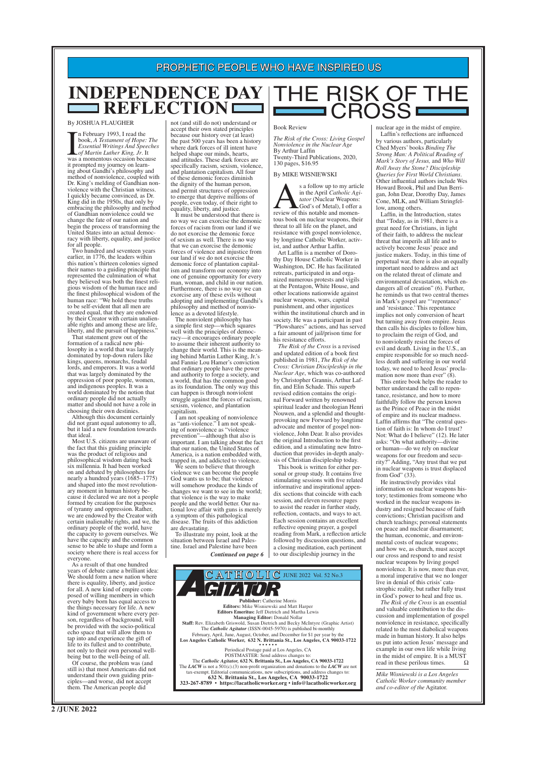PROPHETIC PEOPLE WHO HAVE INSPIRED US

# INDEPENDENCE DAY REFLECTION

By JOSHUA FLAUGHER

In February 1993, I read the book, *A Testament of Hope: The Essential Writings And Speeches of Martin Luther King, Jr*. It was a momentous occasion because it prompted my journey on learning about Gandhi's philosophy and method of nonviolence, coupled with Dr. King's melding of Gandhian nonviolence with the Christian witness. I quickly became convinced, as Dr. King did in the 1950s, that only by embracing the philosophy and method of Gandhian nonviolence could we change the fate of our nation and begin the process of transforming the United States into an actual democracy with liberty, equality, and justice for all people.

Two hundred and seventeen years earlier, in 1776, the leaders within this nation's thirteen colonies signed their names to a guiding principle that represented the culmination of what they believed was both the finest religious wisdom of the human race and the finest philosophical wisdom of the human race: "We hold these truths to be self-evident that all men are created equal, that they are endowed by their Creator with certain unalienable rights and among these are life, liberty, and the pursuit of happiness."

That statement grew out of the formation of a radical new philosophy in a world that was largely dominated by top-down rulers like kings, queens, monarchs, feudal lords, and emperors. It was a world that was largely dominated by the oppression of poor people, women, and indigenous peoples. It was a world dominated by the notion that ordinary people did not actually matter and should not have a role in choosing their own destinies.

Although this document certainly did not grant equal autonomy to all, but it laid a new foundation towards that ideal.

Most U.S. citizens are unaware of the fact that this guiding principle was the product of religious and philosophical wisdom dating back six millennia. It had been worked on and debated by philosophers for nearly a hundred years (1685–1775) and shaped into the most revolutionary moment in human history because it declared we are not a people formed by creation for the purposes of tyranny and oppression. Rather, we are endowed by the Creator with certain inalienable rights, and we, the ordinary people of the world, have the capacity to govern ourselves. We have the capacity and the common sense to be able to shape and form a society where there is real access for everyone.

As a result of that one hundred years of debate came a brilliant idea: We should form a new nation where there is equality, liberty, and justice for all. A new kind of empire composed of willing members in which every baby born has equal access to the things necessary for life. A new kind of government where every person, regardless of background, will be provided with the socio-political echo space that will allow them to tap into and experience the gift of life to its fullest and to contribute, not only to their own personal well-being but to the well-being of all.

Of course, the problem was (and still is) that most Americans did not understand their own guiding principles—and worse, did not accept them. The American people did not (and still do not) understand or accept their own stated principles because our history over (at least) the past 500 years has been a history where dark forces of ill intent have helped shape our minds, hearts, and attitudes. These dark forces are specifically racism, sexism, violence, and plantation capitalism. All four of these demonic forces diminish the dignity of the human person, and permit structures of oppression to emerge that deprive millions of people, even today, of their right to equality, liberty, and justice.

It must be understood that there is no way we can exercise the demonic forces of racism from our land if we do not exorcise the demonic force of sexism as well. There is no way that we can exercise the demonic forces of violence and injustice from our land if we do not exorcise the demonic force of plantation capitalism and transform our economy into one of genuine opportunity for every man, woman, and child in our nation. Furthermore, there is no way we can exorcise any of these evils without adopting and implementing Gandhi's philosophy and method of nonviolence as a devoted lifestyle.

The nonviolent philosophy has a simple first step—which squares well with the principles of democracy—it encourages ordinary people to assume their inherent authority to change their world. This is the meaning behind Martin Luther King, Jr.'s and Fannie Lou Hamer's conviction that ordinary people have the power and authority to forge a society, and a world, that has the common good as its foundation. The only way this can happen is through nonviolent struggle against the forces of racism, sexism, violence, and plantation capitalism.

I am not speaking of nonviolence as "anti-violence." I am not speaking of nonviolence as "violence prevention"—although that also is important. I am talking about the fact that our nation, the United States of America, is a nation embedded with, trapped in, and addicted to violence.

We seem to believe that through violence we can become the people God wants us to be; that violence will somehow produce the kinds of changes we want to see in the world; that violence is the way to make people and the world better. Our national love affair with guns is merely a symptom of this pathological disease. The fruits of this addiction are devastating.

To illustrate my point, look at the situation between Israel and Palestine. Israel and Palestine have been

*Continued on page 6*

# THE RISK OF THE CROSS

Book Review

*The Risk of the Cross: Living Gospel Nonviolence in the Nuclear Age*
By Arthur Laffin
Twenty-Third Publications, 2020,
130 pages, $16.95

By MIKE WISNIEWSKI

As a follow up to my article in the April *Catholic Agitator* (Nuclear Weapons: God's of Metal), I offer a review of this notable and momentous book on nuclear weapons, their threat to all life on the planet, and resistance with gospel nonviolence, by longtime Catholic Worker, activist, and author Arthur Laffin.

Art Laffin is a member of Dorothy Day House Catholic Worker in Washington, DC. He has facilitated retreats, participated in and organized numerous protests and vigils at the Pentagon, White House, and other locations nationwide against nuclear weapons, wars, capital punishment, and other injustices within the institutional church and in society. He was a participant in past "Plowshares" actions, and has served a fair amount of jail/prison time for his resistance efforts.

*The Risk of the Cross* is a revised and updated edition of a book first published in 1981, *The Risk of the Cross: Christian Discipleship in the Nuclear Age*, which was co-authored by Christopher Grannis, Arthur Laffin, and Elin Schade. This superb revised edition contains the original Forward written by renowned spiritual leader and theologian Henri Nouwen, and a splendid and thought-provoking new Forward by longtime advocate and mentor of gospel nonviolence, John Dear. It also provides the original Introduction to the first edition, and a stimulating new Introduction that provides in-depth analysis of Christian discipleship today.

This book is written for either personal or group study. It contains five stimulating sessions with five related informative and inspirational appendix sections that coincide with each session, and eleven resource pages to assist the reader in further study, reflection, contacts, and ways to act. Each session contains an excellent reflective opening prayer, a gospel reading from Mark, a reflection article followed by discussion questions, and a closing meditation, each pertinent to our discipleship journey in the nuclear age in the midst of empire.

Laffin's reflections are influenced by various authors, particularly Ched Myers' books *Binding The Strong Man: A Political Reading of Mark's Story of Jesus,* and *Who Will Roll Away the Stone? Discipleship Queries for First World Christians*. Other influential authors include Wes Howard Brook, Phil and Dan Berrigan, John Dear, Dorothy Day, James Cone, MLK, and William Stringfellow, among others.

Laffin, in the Introduction, states that "Today, as in 1981, there is a great need for Christians, in light of their faith, to address the nuclear threat that imperils all life and to actively become Jesus' peace and justice makers. Today, in this time of perpetual war, there is also an equally important need to address and act on the related threat of climate and environmental devastation, which endangers all of creation" (6). Further, he reminds us that two central themes in Mark's gospel are "'repentance' and 'resistance.' This repentance implies not only conversion of heart but turning away from empire. Jesus then calls his disciples to follow him, to proclaim the reign of God, and to nonviolently resist the forces of evil and death. Living in the U.S., an empire responsible for so much needless death and suffering in our world today, we need to heed Jesus' proclamation now more than ever" (8).

This entire book helps the reader to better understand the call to repentance, resistance, and how to more faithfully follow the person known as the Prince of Peace in the midst of empire and its nuclear madness. Laffin affirms that "The central question of faith is: In whom do I trust? Not: What do I believe" (12). He later asks: "On what authority—divine or human—do we rely on nuclear weapons for our freedom and security?" Adding, "Any trust that we put in nuclear weapons is trust displaced from God" (33).

He instructively provides vital information on nuclear weapons history; testimonies from someone who worked in the nuclear weapons industry and resigned because of faith convictions; Christian pacifism and church teachings; personal statements on peace and nuclear disarmament; the human, economic, and environmental costs of nuclear weapons; and how we, as church, must accept our cross and respond to and resist nuclear weapons by living gospel nonviolence. It is now, more than ever, a moral imperative that we no longer live in denial of this crisis' catastrophic reality, but rather fully trust in God's power to heal and free us.

*The Risk of the Cross* is an essential and valuable contribution to the discussion and implementation of gospel nonviolence in resistance, specifically related to the most diabolical weapons made in human history. It also helps us put into action Jesus' message and example in our own life while living in the midst of empire. It is a MUST read in these perilous times. Ω

*Mike Wisniewski is a Los Angeles Catholic Worker community member and co-editor of the* Agitator.

---

**CATHOLIC AGITATOR** JUNE 2022 Vol. 52 No.3

**Publisher:** Catherine Morris
**Editors:** Mike Wisniewski and Matt Harper
**Editors Emeritus:** Jeff Dietrich and Martha Lewis
**Managing Editor:** Donald Nollar
**Staff:** Rev. Elizabeth Griswold, Susan Dietrich and Becky McIntyre (Graphic Artist)
The *Catholic Agitator* (ISSN-0045-5970) is published bi-monthly
February, April, June, August, October, and December for $1 per year by the
**Los Angeles Catholic Worker, 632 N. Brittania St., Los Angeles, CA 90033-1722**
• • • • • •
Periodical Postage paid at Los Angeles, CA
POSTMASTER: Send address changes to:
The *Catholic Agitator,* **632 N. Brittania St., Los Angeles, CA 90033-1722**
The *LACW* is not a 501(c).(3) non-profit organization and donations to the *LACW* are not tax-exempt. Editorial communications, new subscriptions, and address changes to:
**632 N. Brittania St., Los Angeles, CA 90033-1722**
**323-267-8789 • https://lacatholicworker.org • info@lacatholicworker.org**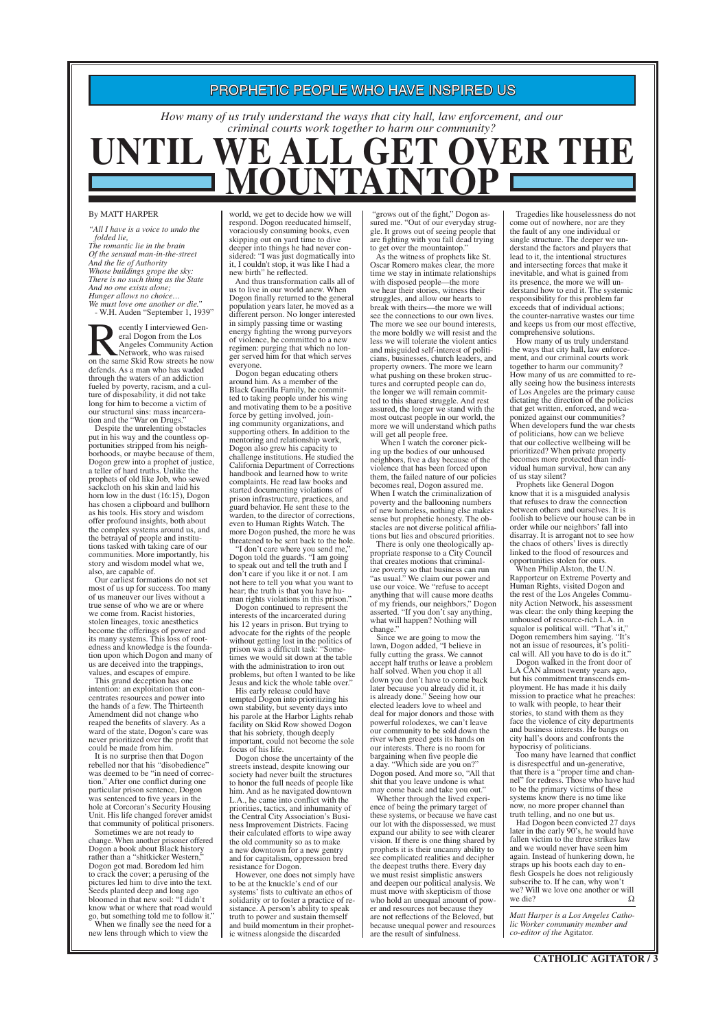## PROPHETIC PEOPLE WHO HAVE INSPIRED US

*How many of us truly understand the ways that city hall, law enforcement, and our criminal courts work together to harm our community?*

# UNTIL WE ALL GET OVER THE MOUNTAINTOP

By MATT HARPER

*"All I have is a voice to undo the folded lie,*
*The romantic lie in the brain*
*Of the sensual man-in-the-street*
*And the lie of Authority*
*Whose buildings grope the sky:*
*There is no such thing as the State*
*And no one exists alone;*
*Hunger allows no choice…*
*We must love one another or die."*
- W.H. Auden "September 1, 1939"

Recently I interviewed General Dogon from the Los Angeles Community Action Network, who was raised on the same Skid Row streets he now defends. As a man who has waded through the waters of an addiction fueled by poverty, racism, and a culture of disposability, it did not take long for him to become a victim of our structural sins: mass incarceration and the "War on Drugs."

Despite the unrelenting obstacles put in his way and the countless opportunities stripped from his neighborhoods, or maybe because of them, Dogon grew into a prophet of justice, a teller of hard truths. Unlike the prophets of old like Job, who sewed sackcloth on his skin and laid his horn low in the dust (16:15), Dogon has chosen a clipboard and bullhorn as his tools. His story and wisdom offer profound insights, both about the complex systems around us, and the betrayal of people and institutions tasked with taking care of our communities. More importantly, his story and wisdom model what we, also, are capable of.

Our earliest formations do not set most of us up for success. Too many of us maneuver our lives without a true sense of who we are or where we come from. Racist histories, stolen lineages, toxic anesthetics become the offerings of power and its many systems. This loss of rootedness and knowledge is the foundation upon which Dogon and many of us are deceived into the trappings, values, and escapes of empire.

This grand deception has one intention: an exploitation that concentrates resources and power into the hands of a few. The Thirteenth Amendment did not change who reaped the benefits of slavery. As a ward of the state, Dogon's care was never prioritized over the profit that could be made from him.

It is no surprise then that Dogon rebelled nor that his "disobedience" was deemed to be "in need of correction." After one conflict during one particular prison sentence, Dogon was sentenced to five years in the hole at Corcoran's Security Housing Unit. His life changed forever amidst that community of political prisoners.

Sometimes we are not ready to change. When another prisoner offered Dogon a book about Black history rather than a "shitkicker Western," Dogon got mad. Boredom led him to crack the cover; a perusing of the pictures led him to dive into the text. Seeds planted deep and long ago bloomed in that new soil: "I didn't know what or where that road would go, but something told me to follow it."

When we finally see the need for a new lens through which to view the world, we get to decide how we will respond. Dogon reeducated himself, voraciously consuming books, even skipping out on yard time to dive deeper into things he had never considered: "I was just dogmatically into it, I couldn't stop, it was like I had a new birth" he reflected.

And thus transformation calls all of us to live in our world anew. When Dogon finally returned to the general population years later, he moved as a different person. No longer interested in simply passing time or wasting energy fighting the wrong purveyors of violence, he committed to a new regimen: purging that which no longer served him for that which serves everyone.

Dogon began educating others around him. As a member of the Black Guerilla Family, he committed to taking people under his wing and motivating them to be a positive force by getting involved, joining community organizations, and supporting others. In addition to the mentoring and relationship work, Dogon also grew his capacity to challenge institutions. He studied the California Department of Corrections handbook and learned how to write complaints. He read law books and started documenting violations of prison infrastructure, practices, and guard behavior. He sent these to the warden, to the director of corrections, even to Human Rights Watch. The more Dogon pushed, the more he was threatened to be sent back to the hole.

"I don't care where you send me," Dogon told the guards. "I am going to speak out and tell the truth and I don't care if you like it or not. I am not here to tell you what you want to hear; the truth is that you have human rights violations in this prison."

Dogon continued to represent the interests of the incarcerated during his 12 years in prison. But trying to advocate for the rights of the people without getting lost in the politics of prison was a difficult task: "Sometimes we would sit down at the table with the administration to iron out problems, but often I wanted to be like Jesus and kick the whole table over."

His early release could have tempted Dogon into prioritizing his own stability, but seventy days into his parole at the Harbor Lights rehab facility on Skid Row showed Dogon that his sobriety, though deeply important, could not become the sole focus of his life.

Dogon chose the uncertainty of the streets instead, despite knowing our society had never built the structures to honor the full needs of people like him. And as he navigated downtown L.A., he came into conflict with the priorities, tactics, and inhumanity of the Central City Association's Business Improvement Districts. Facing their calculated efforts to wipe away the old community so as to make a new downtown for a new gentry and for capitalism, oppression bred resistance for Dogon.

However, one does not simply have to be at the knuckle's end of our systems' fists to cultivate an ethos of solidarity or to foster a practice of resistance. A person's ability to speak truth to power and sustain themself and build momentum in their prophetic witness alongside the discarded "grows out of the fight," Dogon assured me. "Out of our everyday struggle. It grows out of seeing people that are fighting with you fall dead trying to get over the mountaintop."

As the witness of prophets like St. Oscar Romero makes clear, the more time we stay in intimate relationships with disposed people—the more we hear their stories, witness their struggles, and allow our hearts to break with theirs—the more we will see the connections to our own lives. The more we see our bound interests, the more boldly we will resist and the less we will tolerate the violent antics and misguided self-interest of politicians, businesses, church leaders, and property owners. The more we learn what pushing on these broken structures and corrupted people can do, the longer we will remain committed to this shared struggle. And rest assured, the longer we stand with the most outcast people in our world, the more we will understand which paths will get all people free.

When I watch the coroner picking up the bodies of our unhoused neighbors, five a day because of the violence that has been forced upon them, the failed nature of our policies becomes real, Dogon assured me. When I watch the criminalization of poverty and the ballooning numbers of new homeless, nothing else makes sense but prophetic honesty. The obstacles are not diverse political affiliations but lies and obscured priorities.

There is only one theologically appropriate response to a City Council that creates motions that criminalize poverty so that business can run "as usual." We claim our power and use our voice. We "refuse to accept anything that will cause more deaths of my friends, our neighbors," Dogon asserted. "If you don't say anything, what will happen? Nothing will change."

Since we are going to mow the lawn, Dogon added, "I believe in fully cutting the grass. We cannot accept half truths or leave a problem half solved. When you chop it all down you don't have to come back later because you already did it, it is already done." Seeing how our elected leaders love to wheel and deal for major donors and those with powerful rolodexes, we can't leave our community to be sold down the river when greed gets its hands on our interests. There is no room for bargaining when five people die a day. "Which side are you on?" Dogon posed. And more so, "All that shit that you leave undone is what may come back and take you out."

Whether through the lived experience of being the primary target of these systems, or because we have cast our lot with the dispossessed, we must expand our ability to see with clearer vision. If there is one thing shared by prophets it is their uncanny ability to see complicated realities and decipher the deepest truths there. Every day we must resist simplistic answers and deepen our political analysis. We must move with skepticism of those who hold an unequal amount of power and resources not because they are not reflections of the Beloved, but because unequal power and resources are the result of sinfulness.

Tragedies like houselessness do not come out of nowhere, nor are they the fault of any one individual or single structure. The deeper we understand the factors and players that lead to it, the intentional structures and intersecting forces that make it inevitable, and what is gained from its presence, the more we will understand how to end it. The systemic responsibility for this problem far exceeds that of individual actions; the counter-narrative wastes our time and keeps us from our most effective, comprehensive solutions.

How many of us truly understand the ways that city hall, law enforcement, and our criminal courts work together to harm our community? How many of us are committed to really seeing how the business interests of Los Angeles are the primary cause dictating the direction of the policies that get written, enforced, and weaponized against our communities? When developers fund the war chests of politicians, how can we believe that our collective wellbeing will be prioritized? When private property becomes more protected than individual human survival, how can any of us stay silent?

Prophets like General Dogon know that it is a misguided analysis that refuses to draw the connection between others and ourselves. It is foolish to believe our house can be in order while our neighbors' fall into disarray. It is arrogant not to see how the chaos of others' lives is directly linked to the flood of resources and opportunities stolen for ours.

When Philip Alston, the U.N. Rapporteur on Extreme Poverty and Human Rights, visited Dogon and the rest of the Los Angeles Community Action Network, his assessment was clear: the only thing keeping the unhoused of resource-rich L.A. in squalor is political will. "That's it," Dogon remembers him saying. "It's not an issue of resources, it's political will. All you have to do is do it."

Dogon walked in the front door of LA CAN almost twenty years ago, but his commitment transcends employment. He has made it his daily mission to practice what he preaches: to walk with people, to hear their stories, to stand with them as they face the violence of city departments and business interests. He bangs on city hall's doors and confronts the hypocrisy of politicians.

Too many have learned that conflict is disrespectful and un-generative, that there is a "proper time and channel" for redress. Those who have had to be the primary victims of these systems know there is no time like now, no more proper channel than truth telling, and no one but us.

Had Dogon been convicted 27 days later in the early 90's, he would have fallen victim to the three strikes law and we would never have seen him again. Instead of hunkering down, he straps up his boots each day to enflesh Gospels he does not religiously subscribe to. If he can, why won't we? Will we love one another or will we die? Ω

*Matt Harper is a Los Angeles Catholic Worker community member and co-editor of the* Agitator.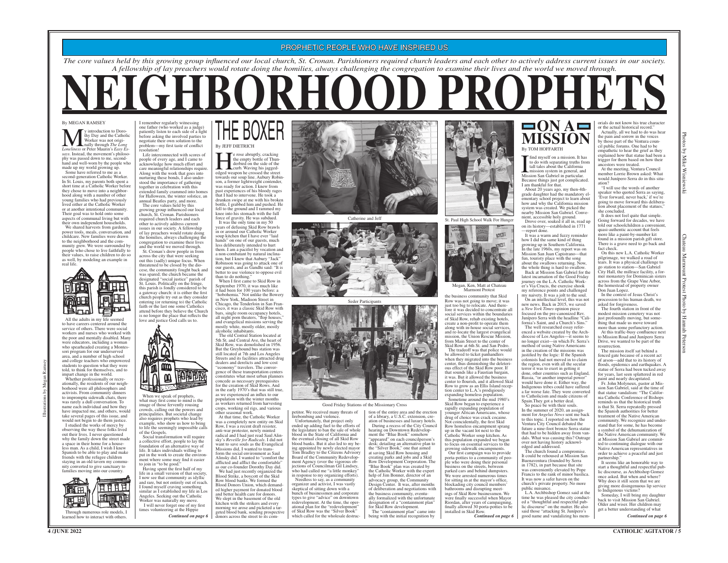PROPHETIC PEOPLE WHO HAVE INSPIRED US

*The core values held by this growing group influenced our local church, St. Cronan. Parishioners required church leaders and each other to actively address current issues in our society. A fellowship of lay preachers would rotate doing the homilies, always challenging the congregation to examine their lives and the world we moved through.*

# NEIGHBORHOOD PROPHETS

By MEGAN RAMSEY

My introduction to Dorothy Day and the Catholic Worker was not originally through *The Long Loneliness* or Peter Maurin's *Easy Essays*. Instead, the movement's philosophy was passed down to me, secondhand and well-worn by the people who made up my world growing up.

Some have referred to me as a second-generation Catholic Worker. In St. Louis, my parents both spent a short time at a Catholic Worker before they chose to move into a neighborhood along with a number of other young families who had previously lived either at the Catholic Worker or at another intentional community. Their goal was to hold onto some aspects of communal living but with their own independent households.

We shared harvests from gardens, power tools, meals, conversation, and childcare. New families were drawn to the neighborhood and the community grew. We were surrounded by people who chose to live faithfully to their values, to raise children to do so as well, by modeling an example in real life.

All the adults in my life seemed to have careers centered around the service of others. There were social workers and nurses who worked with the poor and mentally disabled. Many were educators, including a woman who spearheaded creating a Montessori program for our underserved area, and a number of high school and college teachers who empowered students to question what they were told, to think for themselves, and to impart change in the world.

Whether professionally or recreationally, the residents of our neighborhood were all philosophers and activists. From community dinners to impromptu sidewalk chats, there was rarely a dull conversation. To name each individual and how they have impacted me, and others, would take several pages of this issue, and would not begin to do them justice.

I studied the works of mercy by observing the way these folks lived out their lives. I never questioned why the family down the street made a space in their home for a houseless man. As a child, I wish I knew Spanish to be able to play and make friends with the refugee children staying in an old tavern my community converted to give sanctuary to families moving into our country.

Through numerous role models, I learned how to interact with others. I remember regularly witnessing one father (who worked as a judge) patiently listen to each side of a fight before asking the involved parties to negotiate their own solution to the problem—my first taste of conflict resolution!

Life interconnected with scores of people of every age, and I came to acknowledge how much effort and care meaningful relationships require. Along with the work that goes into nurturing these bonds, I also understood the importance of gathering together in celebration with this extended family crammed into homes for Halloween, the winter solstice, an annual Beatles party, and more.

The core values held by this growing group influenced our local church, St. Cronan. Parishioners required church leaders and each other to actively address current issues in our society. A fellowship of lay preachers would rotate doing the homilies, always challenging the congregation to examine their lives and the world we moved through.

St. Cronan's drew people in from across the city that were seeking out this (sadly) unique focus. When threatened to be closed by the diocese, the community fought back and was spared; the church became the designated "social justice" parish of St. Louis. Politically on the fringe, this parish is fondly considered to be a gateway church: it is either the first church people try out as they consider entering (or returning to) the Catholic faith or the last one some Catholics attend before they believe the Church is no longer the place that reflects the love and justice God calls us to.

When we speak of prophets, what may first come to mind is the image of those fervently rousing crowds, calling out the powers and principalities. But societal change also requires prophets who lead by example, who show us how to bring to life the seemingly impossible calls of the Gospels.

Social transformation will require a collective effort, people to lay the foundation of an alternative way of life. It takes individuals willing to put in the work to create the environment where some may find it easier to join in "to be good."

Having spent the first half of my life in a small version of that society, I now see that community as idyllic and rare, but not entirely out of reach. I found myself craving something similar as I established my life in Los Angeles. Seeking out the Catholic Worker was naturally my move.

I will never forget one of my first times volunteering at the Hippie

*Continued on page 6*

Illustrations by Megan Ramsey

## THE BOXER

By JEFF DIETRICH

He rose abruptly, cracking the empty bottle of Thunderbird on the side of the curb. Waving his jagged-edged weapon he crossed the street towards our soup line. Aubury Robinson, a former lightweight contender, was ready for action. I knew from past experiences of his bloody rages that I had to intervene. He took a drunken swipe at me with his broken bottle, I grabbed him and pushed. He fell to the ground and I rammed my knee into his stomach with the full force of gravity. He was subdued.

It was the only time in my 50 years of defusing Skid Row brawls in or around our Catholic Worker soup kitchen that I have ever "laid hands" on one of our guests, much less deliberately intended to hurt them. I am a pacifist by vocation and a non-combatant by natural inclination, but I knew that Aubury "Jack" Robinson was going to attack one of our guests, and as Gandhi said: "It is better to use violence to oppose evil than to do nothing."

When I first came to Skid Row in September 1970, it was much like it had been for 100 years before: a "hobohemia." Not unlike the Bowery in New York, Madison Street in Chicago, the Tenderloin in San Francisco, it was a classic Skid Row with bars, single room occupancy hotels, all night porn theaters, "flop houses," and evangelical missions serving the mostly white, mostly older, mostly alcoholic inhabitants.

The old Central Station located at 5th St. and Central Ave, the heart of Skid Row, was demolished in 1956. But the Greyhound bus station was still located at 7th and Los Angeles Streets and its facilities attracted drug dealers and derelicts and low-cost "economy" travelers. The convergence of these transportation centers constitutes what most urban planners concede as necessary prerequisites for the creation of Skid Rows. And in the early 1970's that was still true, as we experienced an influx to our population with the winter months as workers returned from harvesting crops, working oil rigs, and various other seasonal work.

At that time, the Catholic Worker was a completely new entity on Skid Row, I was a recent draft resister, anti-war protester, newly minted radical and I had just read Saul Alinsky's *Reveille for Radicals*. I did not want to save souls as the Evangelical Missions did, I wanted to transform the social environment as Saul Alinsky did. I wanted to "comfort the afflicted and afflict the comfortable" as our co-founder Dorothy Day did.

We had just recently organized the Blood Strike, a boycott of the Skid Row blood banks. We formed the Blood Donors Union, which demanded higher payment for donated blood and better health care for donors. We slept in the basement of the old kitchen with the strikers and every morning we arose and picketed a targeted blood bank, sending prospective donors across the street to its competitor. We received many threats of firebombing and violence.

Unfortunately, that project only ended up adding fuel to the efforts of the legislature to ban the sale of whole blood in the State of California and the eventual closing of all Skid Row blood banks. But it also led to my being appointed by newly elected mayor Tom Bradley to the Citizens Advisory Board of the Community Redevelopment Agency (over the vigorous objections of Councilman Gil Lindsey, who had called me "a little monkey" in response to my organizing efforts).

Needless to say, as a community organizer and activist, I was vastly skeptical of sitting down with a bunch of businessmen and corporate types to give "advice" on downtown redevelopment. At the time, the operational plan for the "redevelopment" of Skid Row was the "Silver Book" which called for the wholesale destruction of the entire area and the erection of a library, a U.S.C. extension, creation of businesses and luxury hotels.

During a recess of the City Council hearing on Downtown Redevelopment the "Blue Book" somehow "appeared" on each councilperson's desk; detailing an alternative plan to the "Silver Book," one that aimed at saving Skid Row housing and creating parks and jobs and a Skid Row Development Corporation. The "Blue Book" plan was created by the Catholic Worker with the expert help of Jim Bonner, director of an advocacy group, the Community Design Center. It was, after months of deliberation and negotiations with the business community, eventually formalized with the unfortunate designation of a "containment plan" for Skid Row development.

The "containment plan" came into being with the initial recognition by the business community that Skid Row was not going to move; it was just too big to relocate. And therefore it was decided to concentrate all social services within the boundaries of Skid Row, rehab existing hotels, create a non-profit to operate them along with in-house social services, and re-locate the largest evangelical mission, the Union Rescue Mission, from Main Street to the center of Skid Row at 6th St. and San Pedro.

The tradeoff was that police would be allowed to ticket panhandlers when they migrated into the business center, thus diminishing the deleterious effect of the Skid Row poor. If that sounds like a Faustian bargain, it was. But it allowed the business center to flourish, and it allowed Skid Row to grow as an Ellis Island reception center to L.A.'s prodigiously expanding homeless population.

Sometime around the mid 1980's Skid Row began to experience a rapidly expanding population of younger African Americans, whose drug of choice was crack cocaine. Not coincidentally, the first Skid Row homeless encampment sprang up in the vacant lot next to the Catholic Worker soup kitchen. As this population expanded we began to focus on essential services to the growing sidewalk encampments.

Our first campaign was to provide porta-potties to a community of people who were doing their personal business on the streets, between parked cars and behind dumpsters. We were arrested numerous times for sitting in at the mayor's office, blockading city council members' bathrooms and disrupting meetings of Skid Row businessmen. We were finally successful when Mayor Riordan, after years of campaigning, finally allowed 30 porta-potties to be installed in Skid Row.

*Continued on page 6*

Catherine and Jeff

Seder Participants

Good Friday Stations of the Missionary Cross

St. Paul High School Walk For Hunger

Megan, Ken, Matt at Chateau Marmont Protest

## ON A MISSION

By TOM HOFFARTH

I find myself on a mission. It has to do with separating truths from tall tales about the California mission system in general, and Mission San Gabriel in particular. Because things just got complicated. I am thankful for that.

About 20 years ago, my then-4th-grade daughter had the mandatory elementary school project to learn about how and why the California mission system was created. We picked the nearby Mission San Gabriel. Convenient, accessible holy ground.

Drove over, soaked it all in, read up on its history—established in 1771—report done.

It was a warm and fuzzy reminder how I did the same kind of thing growing up in Southern California. In the late 1960s, my report was on Mission San Juan Capistrano—that fun, touristy place with the song about the swallows returning. Now, the whole thing is hard to swallow.

Back at Mission San Gabriel for the latest incarnation of the Good Friday journey on the L.A. Catholic Worker's Via Crucis, the exercise shook my reference points and challenged my naivety. It was a jolt to the soul.

On an intellectual level, this was not new news. Back in 2015, we saved a *New York Times* opinion piece focused on the pre-canonized Rev. Junipero Serra with the headline "California's Saint, and a Church's Sins."

The well researched essay referenced a website created by the Archdiocese of Los Angeles—it seems to no longer exist—in which Fr. Serra's method of using Native Americans in the creation of the missions was justified by the logic: If the Spanish colonists had not moved in to claim the region, even with all the secular terror it was to exert in getting it done, other countries such as England, Russia, "or another imperial power" would have done it. Either way, the Indigenous tribes could have suffered a far worse fate. They were converted to Catholicism and made citizens of Spain.They got a better deal.

So peace be with their souls.

In the summer of 2020, an assignment for *Angelus News* sent me back to this topic. I reported on how the Ventura City Council debated the future a nine-foot bronze Serra statue that had to be hidden away from vandals. What was causing this? Outrage over not having history acknowledged and addressed.

The church found a compromise. It could be rehoused at Mission San Buenaventura (founded by Serra in 1782), in part because that site was conveniently elevated by Pope Francis to the rank of minor basilica. It was now a safer haven on the church's private property. No more public nuisance.

L.A. Archbishop Gomez said at the time he was pleased the city conducted a "thoughtful and respectful public discourse" on the matter. He also said those "attacking St. Junípero's good name and vandalizing his memorials do not know his true character or the actual historical record."

Actually, all we had to do was hear the pain and sorrow in the voices by those part of the Ventura council public forums. One had to be empathetic to hear the grief as they explained how that statue had been a trigger for them based on how their ancestors were treated.

At the meeting, Ventura Council member Lorrie Brown asked: What would Junípero Serra do in this situation?

"I will use the words of another speaker who quoted Serra as saying, 'Ever forward, never back,' if we're going to move forward this deliberation about placement of the statues," she concluded.

It does not feel quite that simple. Going forward for decades, we have told our schoolchildren a convenient, quasi-authentic account that feels more like a paint-by-number kit found in a mission parish gift store. There is a grave need to go back and fact check.

On this new L.A. Catholic Worker pilgrimage, we walked a road of tears. It was a physical challenge to go station to station—San Gabriel City Hall, the millrace facility, a former monastery for Dominican sisters across from the Grape Vine Arbor, the homestead of property owner Don Juan Lopez.

In the context of Jesus Christ's procession to his human death, we asked for forgiveness.

The fourth station in front of the modest mission cemetery was not just profoundly moving, but something that made us move toward more than some perfunctory action.

At this traffic-busy confluence next to Mission Road and Junípero Serra Drive, we wanted to be part of the resurrection.

The mission itself sat behind a fenced gate because of a recent act of arson—add that to its history of floods, epidemics and earthquakes. A statue of Serra had been tucked away for years, last seen splattered in red paint and nearly decapitated.

Fr. John Molyneux, pastor at Mission San Gabriel, said at the time of that statue vandalism: "The California Catholic Conference of Bishops reminds us that the historical truth is that St. Serra repeatedly pressed the Spanish authorities for better treatment of the Native American community. We recognize and understand that for some, he has become a symbol of the dehumanization of the Native American community. We at Mission San Gabriel are committed to continuing dialogue with our Native American representatives in order to achieve a peaceful and just partnership."

It seems like an honorable way to start a thoughtful and respectful public discourse, as Archbishop Gomez once asked. But when and where? Why does it still seem that we are giving more disingenuous lip service to Indigenous victims?

Someday, I will bring my daughter back to visit Mission San Gabriel. Older and wiser. Her children may get a better understanding of what

*Continued on page 6*

Photos by Mike Wisniewski

Chateau Marmont Protest Photo by Hannah Peterson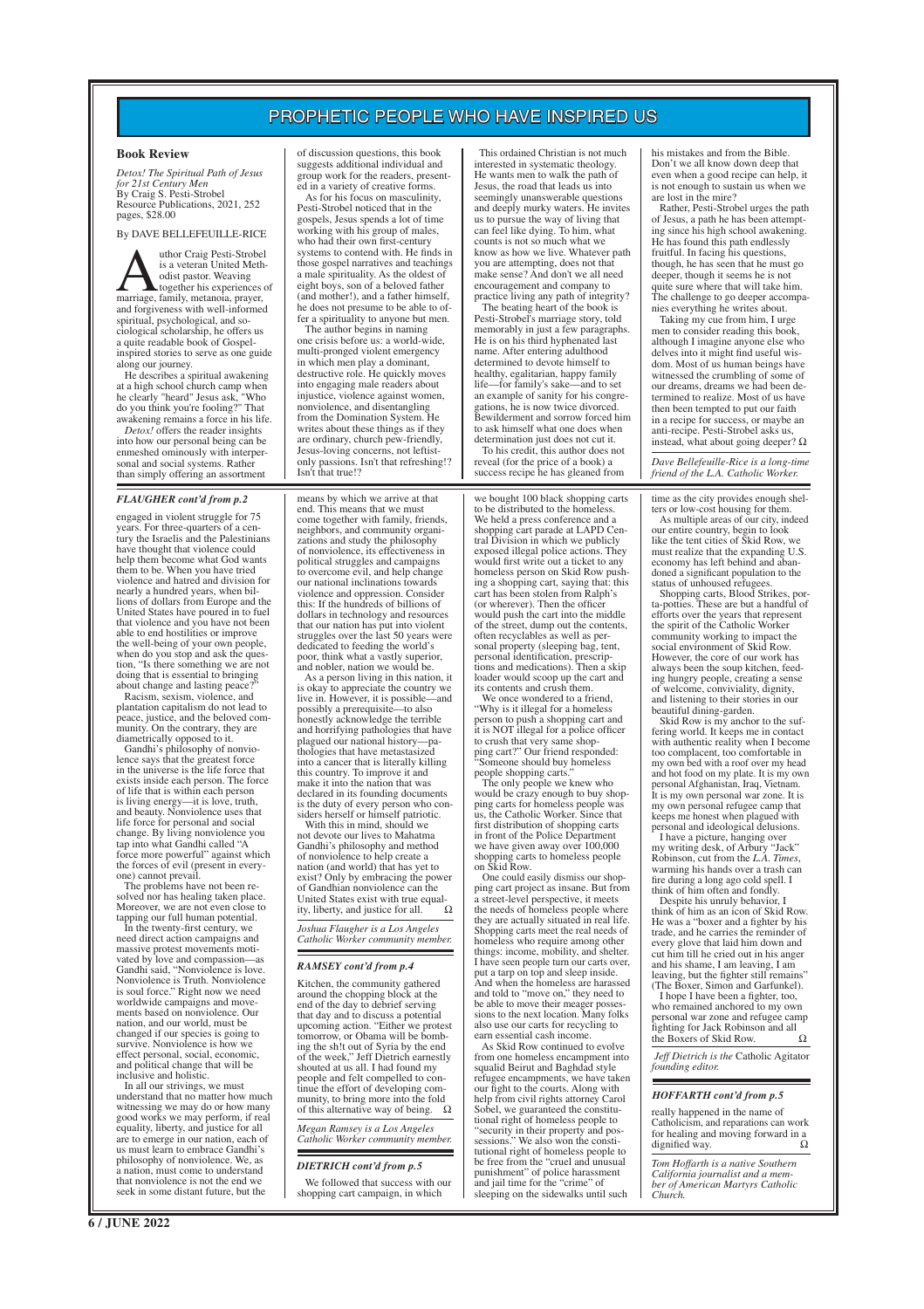# PROPHETIC PEOPLE WHO HAVE INSPIRED US

## Book Review

*Detox! The Spiritual Path of Jesus for 21st Century Men*
By Craig S. Pesti-Strobel
Resource Publications, 2021, 252 pages, $28.00

By DAVE BELLEFEUILLE-RICE

Author Craig Pesti-Strobel is a veteran United Methodist pastor. Weaving together his experiences of marriage, family, metanoia, prayer, and forgiveness with well-informed spiritual, psychological, and sociological scholarship, he offers us a quite readable book of Gospel-inspired stories to serve as one guide along our journey.

He describes a spiritual awakening at a high school church camp when he clearly "heard" Jesus ask, "Who do you think you're fooling?" That awakening remains a force in his life.

*Detox!* offers the reader insights into how our personal being can be enmeshed ominously with interpersonal and social systems. Rather than simply offering an assortment of discussion questions, this book suggests additional individual and group work for the readers, presented in a variety of creative forms.

As for his focus on masculinity, Pesti-Strobel noticed that in the gospels, Jesus spends a lot of time working with his group of males, who had their own first-century systems to contend with. He finds in those gospel narratives and teachings a male spirituality. As the oldest of eight boys, son of a beloved father (and mother!), and a father himself, he does not presume to be able to offer a spirituality to anyone but men.

The author begins in naming one crisis before us: a world-wide, multi-pronged violent emergency in which men play a dominant, destructive role. He quickly moves into engaging male readers about injustice, violence against women, nonviolence, and disentangling from the Domination System. He writes about these things as if they are ordinary, church pew-friendly, Jesus-loving concerns, not leftist-only passions. Isn't that refreshing!? Isn't that true!?

This ordained Christian is not much interested in systematic theology. He wants men to walk the path of Jesus, the road that leads us into seemingly unanswerable questions and deeply murky waters. He invites us to pursue the way of living that can feel like dying. To him, what counts is not so much what we know as how we live. Whatever path you are attempting, does not that make sense? And don't we all need encouragement and company to practice living any path of integrity?

The beating heart of the book is Pesti-Strobel's marriage story, told memorably in just a few paragraphs. He is on his third hyphenated last name. After entering adulthood determined to devote himself to healthy, egalitarian, happy family life—for family's sake—and to set an example of sanity for his congregations, he is now twice divorced. Bewilderment and sorrow forced him to ask himself what one does when determination just does not cut it.

To his credit, this author does not reveal (for the price of a book) a success recipe he has gleaned from his mistakes and from the Bible. Don't we all know down deep that even when a good recipe can help, it is not enough to sustain us when we are lost in the mire?

Rather, Pesti-Strobel urges the path of Jesus, a path he has been attempting since his high school awakening. He has found this path endlessly fruitful. In facing his questions, though, he has seen that he must go deeper, though it seems he is not quite sure where that will take him. The challenge to go deeper accompanies everything he writes about.

Taking my cue from him, I urge men to consider reading this book, although I imagine anyone else who delves into it might find useful wisdom. Most of us human beings have witnessed the crumbling of some of our dreams, dreams we had been determined to realize. Most of us have then been tempted to put our faith in a recipe for success, or maybe an anti-recipe. Pesti-Strobel asks us, instead, what about going deeper? Ω

*Dave Bellefeuille-Rice is a long-time friend of the L.A. Catholic Worker.*

---

### *FLAUGHER cont'd from p.2*

engaged in violent struggle for 75 years. For three-quarters of a century the Israelis and the Palestinians have thought that violence could help them become what God wants them to be. When you have tried violence and hatred and division for nearly a hundred years, when billions of dollars from Europe and the United States have poured in to fuel that violence and you have not been able to end hostilities or improve the well-being of your own people, when do you stop and ask the question, "Is there something we are not doing that is essential to bringing about change and lasting peace?"

Racism, sexism, violence, and plantation capitalism do not lead to peace, justice, and the beloved community. On the contrary, they are diametrically opposed to it.

Gandhi's philosophy of nonviolence says that the greatest force in the universe is the life force that exists inside each person. The force of life that is within each person is living energy—it is love, truth, and beauty. Nonviolence uses that life force for personal and social change. By living nonviolence you tap into what Gandhi called "A force more powerful" against which the forces of evil (present in everyone) cannot prevail.

The problems have not been resolved nor has healing taken place. Moreover, we are not even close to tapping our full human potential.

In the twenty-first century, we need direct action campaigns and massive protest movements motivated by love and compassion—as Gandhi said, "Nonviolence is love. Nonviolence is Truth. Nonviolence is soul force." Right now we need worldwide campaigns and movements based on nonviolence. Our nation, and our world, must be changed if our species is going to survive. Nonviolence is how we effect personal, social, economic, and political change that will be inclusive and holistic.

In all our strivings, we must understand that no matter how much witnessing we may do or how many good works we may perform, if real equality, liberty, and justice for all are to emerge in our nation, each of us must learn to embrace Gandhi's philosophy of nonviolence. We, as a nation, must come to understand that nonviolence is not the end we seek in some distant future, but the means by which we arrive at that end. This means that we must come together with family, friends, neighbors, and community organizations and study the philosophy of nonviolence, its effectiveness in political struggles and campaigns to overcome evil, and help change our national inclinations towards violence and oppression. Consider this: If the hundreds of billions of dollars in technology and resources that our nation has put into violent struggles over the last 50 years were dedicated to feeding the world's poor, think what a vastly superior, and nobler, nation we would be.

As a person living in this nation, it is okay to appreciate the country we live in. However, it is possible—and possibly a prerequisite—to also honestly acknowledge the terrible and horrifying pathologies that have plagued our national history—pathologies that have metastasized into a cancer that is literally killing this country. To improve it and make it into the nation that was declared in its founding documents is the duty of every person who considers herself or himself patriotic.

With this in mind, should we not devote our lives to Mahatma Gandhi's philosophy and method of nonviolence to help create a nation (and world) that has yet to exist? Only by embracing the power of Gandhian nonviolence can the United States exist with true equality, liberty, and justice for all. Ω

*Joshua Flaugher is a Los Angeles Catholic Worker community member.*

---

### *RAMSEY cont'd from p.4*

Kitchen, the community gathered around the chopping block at the end of the day to debrief serving that day and to discuss a potential upcoming action. "Either we protest tomorrow, or Obama will be bombing the sh!t out of Syria by the end of the week," Jeff Dietrich earnestly shouted at us all. I had found my people and felt compelled to continue the effort of developing community, to bring more into the fold of this alternative way of being. Ω

*Megan Ramsey is a Los Angeles Catholic Worker community member.*

---

### *DIETRICH cont'd from p.5*

We followed that success with our shopping cart campaign, in which we bought 100 black shopping carts to be distributed to the homeless. We held a press conference and a shopping cart parade at LAPD Central Division in which we publicly exposed illegal police actions. They would first write out a ticket to any homeless person on Skid Row pushing a shopping cart, saying that: this cart has been stolen from Ralph's (or wherever). Then the officer would push the cart into the middle of the street, dump out the contents, often recyclables as well as personal property (sleeping bag, tent, personal identification, prescriptions and medications). Then a skip loader would scoop up the cart and its contents and crush them.

We once wondered to a friend, "Why is it illegal for a homeless person to push a shopping cart and it is NOT illegal for a police officer to crush that very same shopping cart?" Our friend responded: "Someone should buy homeless people shopping carts."

The only people we knew who would be crazy enough to buy shopping carts for homeless people was us, the Catholic Worker. Since that first distribution of shopping carts in front of the Police Department we have given away over 100,000 shopping carts to homeless people on Skid Row.

One could easily dismiss our shopping cart project as insane. But from a street-level perspective, it meets the needs of homeless people where they are actually situated in real life. Shopping carts meet the real needs of homeless who require among other things: income, mobility, and shelter. I have seen people turn our carts over, put a tarp on top and sleep inside. And when the homeless are harassed and told to "move on," they need to be able to move their meager possessions to the next location. Many folks also use our carts for recycling to earn essential cash income.

As Skid Row continued to evolve from one homeless encampment into squalid Beirut and Baghdad style refugee encampments, we have taken our fight to the courts. Along with help from civil rights attorney Carol Sobel, we guaranteed the constitutional right of homeless people to "security in their property and possessions." We also won the constitutional right of homeless people to be free from the "cruel and unusual punishment" of police harassment and jail time for the "crime" of sleeping on the sidewalks until such time as the city provides enough shelters or low-cost housing for them.

As multiple areas of our city, indeed our entire country, begin to look like the tent cities of Skid Row, we must realize that the expanding U.S. economy has left behind and abandoned a significant population to the status of unhoused refugees.

Shopping carts, Blood Strikes, porta-potties. These are but a handful of efforts over the years that represent the spirit of the Catholic Worker community working to impact the social environment of Skid Row. However, the core of our work has always been the soup kitchen, feeding hungry people, creating a sense of welcome, conviviality, dignity, and listening to their stories in our beautiful dining-garden.

Skid Row is my anchor to the suffering world. It keeps me in contact with authentic reality when I become too complacent, too comfortable in my own bed with a roof over my head and hot food on my plate. It is my own personal Afghanistan, Iraq, Vietnam. It is my own personal war zone. It is my own personal refugee camp that keeps me honest when plagued with personal and ideological delusions.

I have a picture, hanging over my writing desk, of Arbury "Jack" Robinson, cut from the *L.A. Times*, warming his hands over a trash can fire during a long ago cold spell. I think of him often and fondly.

Despite his unruly behavior, I think of him as an icon of Skid Row. He was a "boxer and a fighter by his trade, and he carries the reminder of every glove that laid him down and cut him till he cried out in his anger and his shame, I am leaving, I am leaving, but the fighter still remains" (The Boxer, Simon and Garfunkel).

I hope I have been a fighter, too, who remained anchored to my own personal war zone and refugee camp fighting for Jack Robinson and all the Boxers of Skid Row. Ω

*Jeff Dietrich is the* Catholic Agitator *founding editor.*

---

### *HOFFARTH cont'd from p.5*

really happened in the name of Catholicism, and reparations can work for healing and moving forward in a dignified way. Ω

*Tom Hoffarth is a native Southern California journalist and a member of American Martyrs Catholic Church.*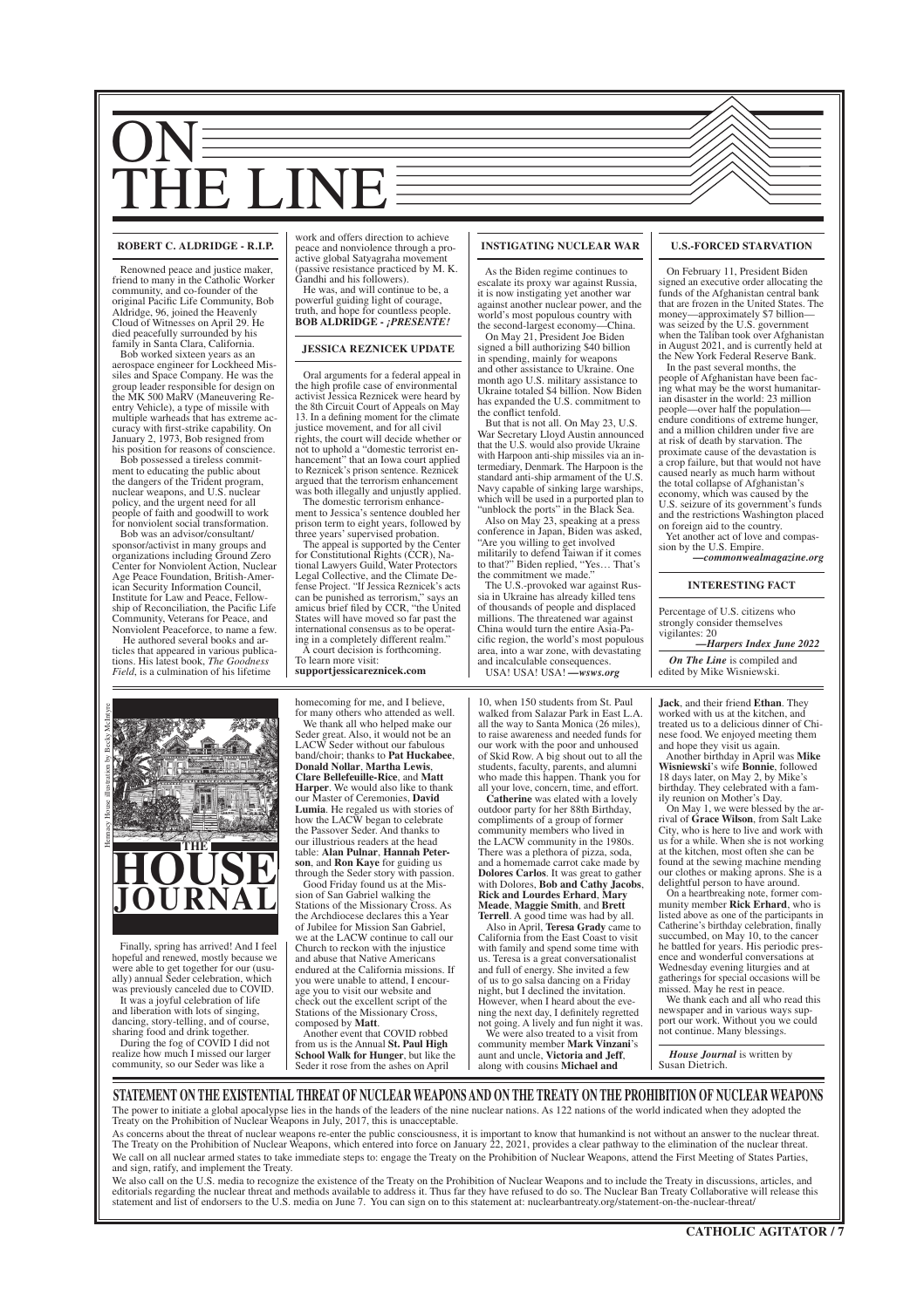# ON THE LINE

## ROBERT C. ALDRIDGE - R.I.P.

Renowned peace and justice maker, friend to many in the Catholic Worker community, and co-founder of the original Pacific Life Community, Bob Aldridge, 96, joined the Heavenly Cloud of Witnesses on April 29. He died peacefully surrounded by his family in Santa Clara, California.

Bob worked sixteen years as an aerospace engineer for Lockheed Missiles and Space Company. He was the group leader responsible for design on the MK 500 MaRV (Maneuvering Reentry Vehicle), a type of missile with multiple warheads that has extreme accuracy with first-strike capability. On January 2, 1973, Bob resigned from his position for reasons of conscience.

Bob possessed a tireless commitment to educating the public about the dangers of the Trident program, nuclear weapons, and U.S. nuclear policy, and the urgent need for all people of faith and goodwill to work for nonviolent social transformation.

Bob was an advisor/consultant/sponsor/activist in many groups and organizations including Ground Zero Center for Nonviolent Action, Nuclear Age Peace Foundation, British-American Security Information Council, Institute for Law and Peace, Fellowship of Reconciliation, the Pacific Life Community, Veterans for Peace, and Nonviolent Peaceforce, to name a few.

He authored several books and articles that appeared in various publications. His latest book, *The Goodness Field*, is a culmination of his lifetime work and offers direction to achieve peace and nonviolence through a proactive global Satyagraha movement (passive resistance practiced by M. K. Gandhi and his followers).

He was, and will continue to be, a powerful guiding light of courage, truth, and hope for countless people.

**BOB ALDRIDGE - *¡PRESENTE!***

## JESSICA REZNICEK UPDATE

Oral arguments for a federal appeal in the high profile case of environmental activist Jessica Reznicek were heard by the 8th Circuit Court of Appeals on May 13. In a defining moment for the climate justice movement, and for all civil rights, the court will decide whether or not to uphold a "domestic terrorist enhancement" that an Iowa court applied to Reznicek's prison sentence. Reznicek argued that the terrorism enhancement was both illegally and unjustly applied.

The domestic terrorism enhancement to Jessica's sentence doubled her prison term to eight years, followed by three years' supervised probation.

The appeal is supported by the Center for Constitutional Rights (CCR), National Lawyers Guild, Water Protectors Legal Collective, and the Climate Defense Project. "If Jessica Reznicek's acts can be punished as terrorism," says an amicus brief filed by CCR, "the United States will have moved so far past the international consensus as to be operating in a completely different realm."

A court decision is forthcoming. To learn more visit: **supportjessicareznicek.com**

## INSTIGATING NUCLEAR WAR

As the Biden regime continues to escalate its proxy war against Russia, it is now instigating yet another war against another nuclear power, and the world's most populous country with the second-largest economy—China.

On May 21, President Joe Biden signed a bill authorizing $40 billion in spending, mainly for weapons and other assistance to Ukraine. One month ago U.S. military assistance to Ukraine totaled $4 billion. Now Biden has expanded the U.S. commitment to the conflict tenfold.

But that is not all. On May 23, U.S. War Secretary Lloyd Austin announced that the U.S. would also provide Ukraine with Harpoon anti-ship missiles via an intermediary, Denmark. The Harpoon is the standard anti-ship armament of the U.S. Navy capable of sinking large warships, which will be used in a purported plan to "unblock the ports" in the Black Sea.

Also on May 23, speaking at a press conference in Japan, Biden was asked, "Are you willing to get involved militarily to defend Taiwan if it comes to that?" Biden replied, "Yes… That's the commitment we made."

The U.S.-provoked war against Russia in Ukraine has already killed tens of thousands of people and displaced millions. The threatened war against China would turn the entire Asia-Pacific region, the world's most populous area, into a war zone, with devastating and incalculable consequences.

USA! USA! USA! ***—wsws.org***

## U.S.-FORCED STARVATION

On February 11, President Biden signed an executive order allocating the funds of the Afghanistan central bank that are frozen in the United States. The money—approximately $7 billion—was seized by the U.S. government when the Taliban took over Afghanistan in August 2021, and is currently held at the New York Federal Reserve Bank.

In the past several months, the people of Afghanistan have been facing what may be the worst humanitarian disaster in the world: 23 million people—over half the population—endure conditions of extreme hunger, and a million children under five are at risk of death by starvation. The proximate cause of the devastation is a crop failure, but that would not have caused nearly as much harm without the total collapse of Afghanistan's economy, which was caused by the U.S. seizure of its government's funds and the restrictions Washington placed on foreign aid to the country.

Yet another act of love and compassion by the U.S. Empire.

***—commonwealmagazine.org***

## INTERESTING FACT

Percentage of U.S. citizens who strongly consider themselves vigilantes: 20

***—Harpers Index June 2022***

***On The Line*** is compiled and edited by Mike Wisniewski.

# THE HOUSE JOURNAL

Hennacy House illustration by Becky McIntyre

Finally, spring has arrived! And I feel hopeful and renewed, mostly because we were able to get together for our (usually) annual Seder celebration, which was previously canceled due to COVID.

It was a joyful celebration of life and liberation with lots of singing, dancing, story-telling, and of course, sharing food and drink together.

During the fog of COVID I did not realize how much I missed our larger community, so our Seder was like a homecoming for me, and I believe, for many others who attended as well.

We thank all who helped make our Seder great. Also, it would not be an LACW Seder without our fabulous band/choir; thanks to **Pat Huckabee**, **Donald Nollar**, **Martha Lewis**, **Clare Bellefeuille-Rice**, and **Matt Harper**. We would also like to thank our Master of Ceremonies, **David Lumia**. He regaled us with stories of how the LACW began to celebrate the Passover Seder. And thanks to our illustrious readers at the head table: **Alan Pulnar**, **Hannah Peterson**, and **Ron Kaye** for guiding us through the Seder story with passion.

Good Friday found us at the Mission of San Gabriel walking the Stations of the Missionary Cross. As the Archdiocese declares this a Year of Jubilee for Mission San Gabriel, we at the LACW continue to call our Church to reckon with the injustice and abuse that Native Americans endured at the California missions. If you were unable to attend, I encourage you to visit our website and check out the excellent script of the Stations of the Missionary Cross, composed by **Matt**.

Another event that COVID robbed from us is the Annual **St. Paul High School Walk for Hunger**, but like the Seder it rose from the ashes on April 10, when 150 students from St. Paul walked from Salazar Park in East L.A. all the way to Santa Monica (26 miles), to raise awareness and needed funds for our work with the poor and unhoused of Skid Row. A big shout out to all the students, faculty, parents, and alumni who made this happen. Thank you for all your love, concern, time, and effort.

**Catherine** was elated with a lovely outdoor party for her 88th Birthday, compliments of a group of former community members who lived in the LACW community in the 1980s. There was a plethora of pizza, soda, and a homemade carrot cake made by **Dolores Carlos**. It was great to gather with Dolores, **Bob and Cathy Jacobs**, **Rick and Lourdes Erhard**, **Mary Meade**, **Maggie Smith**, and **Brett Terrell**. A good time was had by all.

Also in April, **Teresa Grady** came to California from the East Coast to visit with family and spend some time with us. Teresa is a great conversationalist and full of energy. She invited a few of us to go salsa dancing on a Friday night, but I declined the invitation. However, when I heard about the evening the next day, I definitely regretted not going. A lively and fun night it was.

We were also treated to a visit from community member **Mark Vinzani**'s aunt and uncle, **Victoria and Jeff**, along with cousins **Michael and Jack**, and their friend **Ethan**. They worked with us at the kitchen, and treated us to a delicious dinner of Chinese food. We enjoyed meeting them and hope they visit us again.

Another birthday in April was **Mike Wisniewski**'s wife **Bonnie**, followed 18 days later, on May 2, by Mike's birthday. They celebrated with a family reunion on Mother's Day.

On May 1, we were blessed by the arrival of **Grace Wilson**, from Salt Lake City, who is here to live and work with us for a while. When she is not working at the kitchen, most often she can be found at the sewing machine mending our clothes or making aprons. She is a delightful person to have around.

On a heartbreaking note, former community member **Rick Erhard**, who is listed above as one of the participants in Catherine's birthday celebration, finally succumbed, on May 10, to the cancer he battled for years. His periodic presence and wonderful conversations at Wednesday evening liturgies and at gatherings for special occasions will be missed. May he rest in peace.

We thank each and all who read this newspaper and in various ways support our work. Without you we could not continue. Many blessings.

***House Journal*** is written by Susan Dietrich.

## STATEMENT ON THE EXISTENTIAL THREAT OF NUCLEAR WEAPONS AND ON THE TREATY ON THE PROHIBITION OF NUCLEAR WEAPONS

The power to initiate a global apocalypse lies in the hands of the leaders of the nine nuclear nations. As 122 nations of the world indicated when they adopted the Treaty on the Prohibition of Nuclear Weapons in July, 2017, this is unacceptable.

As concerns about the threat of nuclear weapons re-enter the public consciousness, it is important to know that humankind is not without an answer to the nuclear threat. The Treaty on the Prohibition of Nuclear Weapons, which entered into force on January 22, 2021, provides a clear pathway to the elimination of the nuclear threat.

We call on all nuclear armed states to take immediate steps to: engage the Treaty on the Prohibition of Nuclear Weapons, attend the First Meeting of States Parties, and sign, ratify, and implement the Treaty.

We also call on the U.S. media to recognize the existence of the Treaty on the Prohibition of Nuclear Weapons and to include the Treaty in discussions, articles, and editorials regarding the nuclear threat and methods available to address it. Thus far they have refused to do so. The Nuclear Ban Treaty Collaborative will release this statement and list of endorsers to the U.S. media on June 7. You can sign on to this statement at: nuclearbantreaty.org/statement-on-the-nuclear-threat/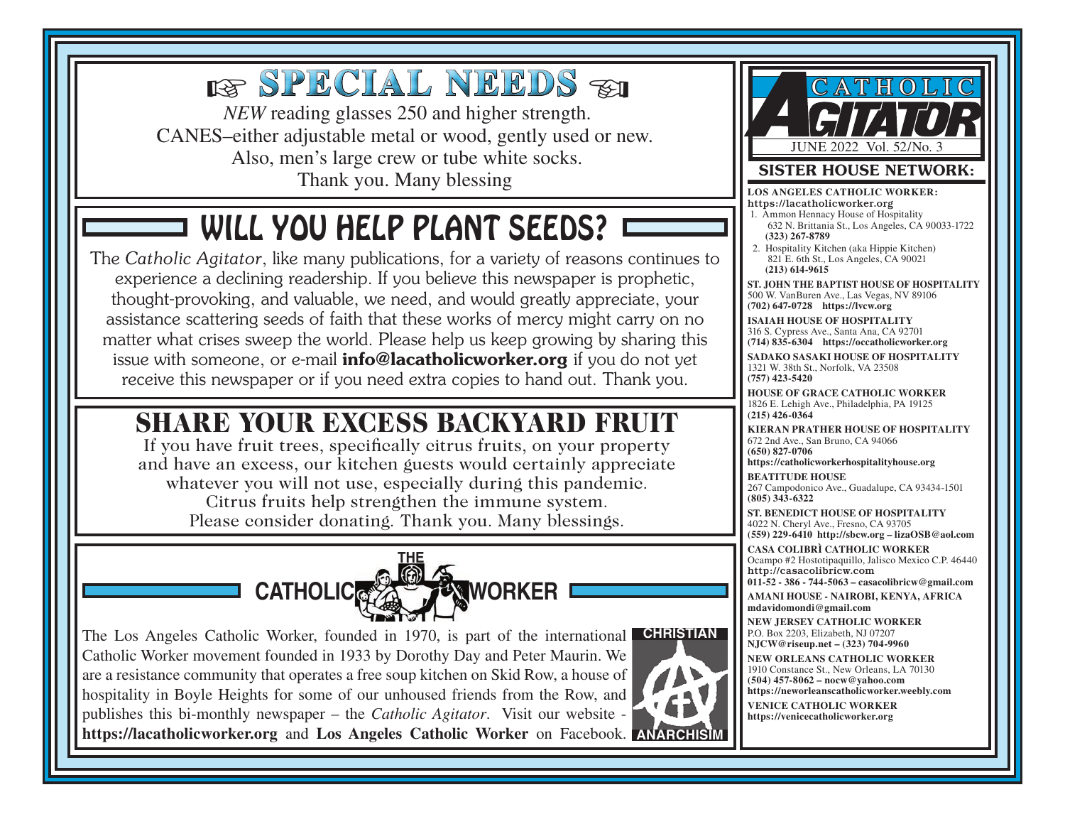# ☞ SPECIAL NEEDS ☜

*NEW* reading glasses 250 and higher strength.
CANES–either adjustable metal or wood, gently used or new.
Also, men's large crew or tube white socks.
Thank you. Many blessing

# WILL YOU HELP PLANT SEEDS?

The *Catholic Agitator*, like many publications, for a variety of reasons continues to experience a declining readership. If you believe this newspaper is prophetic, thought-provoking, and valuable, we need, and would greatly appreciate, your assistance scattering seeds of faith that these works of mercy might carry on no matter what crises sweep the world. Please help us keep growing by sharing this issue with someone, or e-mail **info@lacatholicworker.org** if you do not yet receive this newspaper or if you need extra copies to hand out. Thank you.

# SHARE YOUR EXCESS BACKYARD FRUIT

If you have fruit trees, specifically citrus fruits, on your property and have an excess, our kitchen guests would certainly appreciate whatever you will not use, especially during this pandemic. Citrus fruits help strengthen the immune system. Please consider donating. Thank you. Many blessings.

# THE CATHOLIC WORKER

The Los Angeles Catholic Worker, founded in 1970, is part of the international Catholic Worker movement founded in 1933 by Dorothy Day and Peter Maurin. We are a resistance community that operates a free soup kitchen on Skid Row, a house of hospitality in Boyle Heights for some of our unhoused friends from the Row, and publishes this bi-monthly newspaper – the *Catholic Agitator*. Visit our website - **https://lacatholicworker.org** and **Los Angeles Catholic Worker** on Facebook.

CHRISTIAN ANARCHISIM

# CATHOLIC AGITATOR

JUNE 2022 Vol. 52/No. 3

## SISTER HOUSE NETWORK:

**LOS ANGELES CATHOLIC WORKER:**
**https://lacatholicworker.org**
1. Ammon Hennacy House of Hospitality
632 N. Brittania St., Los Angeles, CA 90033-1722
**(323) 267-8789**
2. Hospitality Kitchen (aka Hippie Kitchen)
821 E. 6th St., Los Angeles, CA 90021
**(213) 614-9615**

**ST. JOHN THE BAPTIST HOUSE OF HOSPITALITY**
500 W. VanBuren Ave., Las Vegas, NV 89106
**(702) 647-0728 https://lvcw.org**

**ISAIAH HOUSE OF HOSPITALITY**
316 S. Cypress Ave., Santa Ana, CA 92701
**(714) 835-6304 https://occatholicworker.org**

**SADAKO SASAKI HOUSE OF HOSPITALITY**
1321 W. 38th St., Norfolk, VA 23508
**(757) 423-5420**

**HOUSE OF GRACE CATHOLIC WORKER**
1826 E. Lehigh Ave., Philadelphia, PA 19125
**(215) 426-0364**

**KIERAN PRATHER HOUSE OF HOSPITALITY**
672 2nd Ave., San Bruno, CA 94066
**(650) 827-0706**
**https://catholicworkerhospitalityhouse.org**

**BEATITUDE HOUSE**
267 Campodonico Ave., Guadalupe, CA 93434-1501
**(805) 343-6322**

**ST. BENEDICT HOUSE OF HOSPITALITY**
4022 N. Cheryl Ave., Fresno, CA 93705
**(559) 229-6410 http://sbcw.org – lizaOSB@aol.com**

**CASA COLIBRÌ CATHOLIC WORKER**
Ocampo #2 Hostotipaquillo, Jalisco Mexico C.P. 46440
**http://casacolibricw.com**
**011-52 - 386 - 744-5063 – casacolibricw@gmail.com**

**AMANI HOUSE - NAIROBI, KENYA, AFRICA**
**mdavidomondi@gmail.com**

**NEW JERSEY CATHOLIC WORKER**
P.O. Box 2203, Elizabeth, NJ 07207
**NJCW@riseup.net – (323) 704-9960**

**NEW ORLEANS CATHOLIC WORKER**
1910 Constance St., New Orleans, LA 70130
**(504) 457-8062 – nocw@yahoo.com**
**https://neworleanscatholicworker.weebly.com**

**VENICE CATHOLIC WORKER**
**https://venicecatholicworker.org**